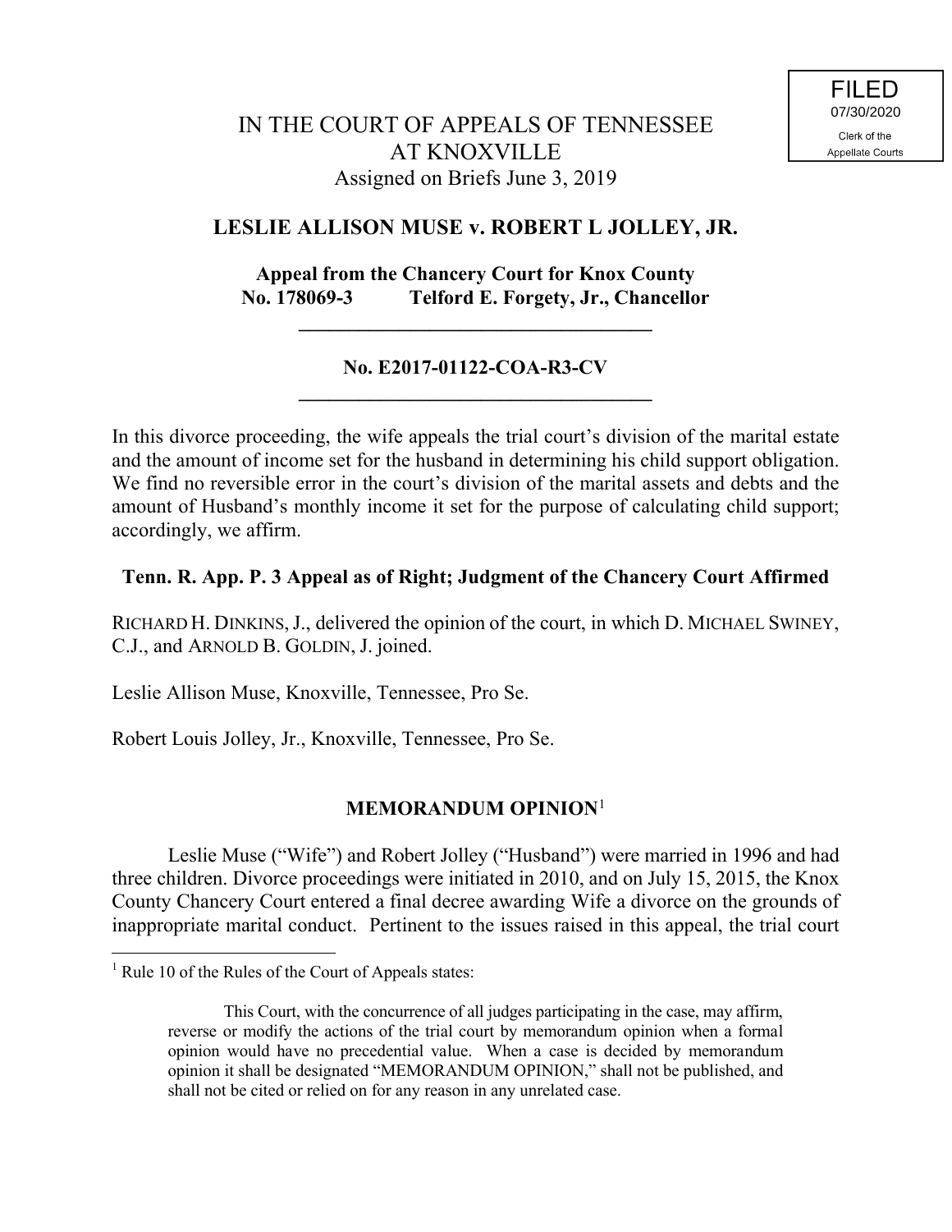FILED
07/30/2020
Clerk of the
Appellate Courts

# IN THE COURT OF APPEALS OF TENNESSEE AT KNOXVILLE

Assigned on Briefs June 3, 2019

## LESLIE ALLISON MUSE v. ROBERT L JOLLEY, JR.

**Appeal from the Chancery Court for Knox County**
**No. 178069-3 Telford E. Forgety, Jr., Chancellor**

---

**No. E2017-01122-COA-R3-CV**

---

In this divorce proceeding, the wife appeals the trial court's division of the marital estate and the amount of income set for the husband in determining his child support obligation. We find no reversible error in the court's division of the marital assets and debts and the amount of Husband's monthly income it set for the purpose of calculating child support; accordingly, we affirm.

**Tenn. R. App. P. 3 Appeal as of Right; Judgment of the Chancery Court Affirmed**

RICHARD H. DINKINS, J., delivered the opinion of the court, in which D. MICHAEL SWINEY, C.J., and ARNOLD B. GOLDIN, J. joined.

Leslie Allison Muse, Knoxville, Tennessee, Pro Se.

Robert Louis Jolley, Jr., Knoxville, Tennessee, Pro Se.

## MEMORANDUM OPINION[1]

Leslie Muse ("Wife") and Robert Jolley ("Husband") were married in 1996 and had three children. Divorce proceedings were initiated in 2010, and on July 15, 2015, the Knox County Chancery Court entered a final decree awarding Wife a divorce on the grounds of inappropriate marital conduct. Pertinent to the issues raised in this appeal, the trial court

---

[1] Rule 10 of the Rules of the Court of Appeals states:

> This Court, with the concurrence of all judges participating in the case, may affirm, reverse or modify the actions of the trial court by memorandum opinion when a formal opinion would have no precedential value. When a case is decided by memorandum opinion it shall be designated "MEMORANDUM OPINION," shall not be published, and shall not be cited or relied on for any reason in any unrelated case.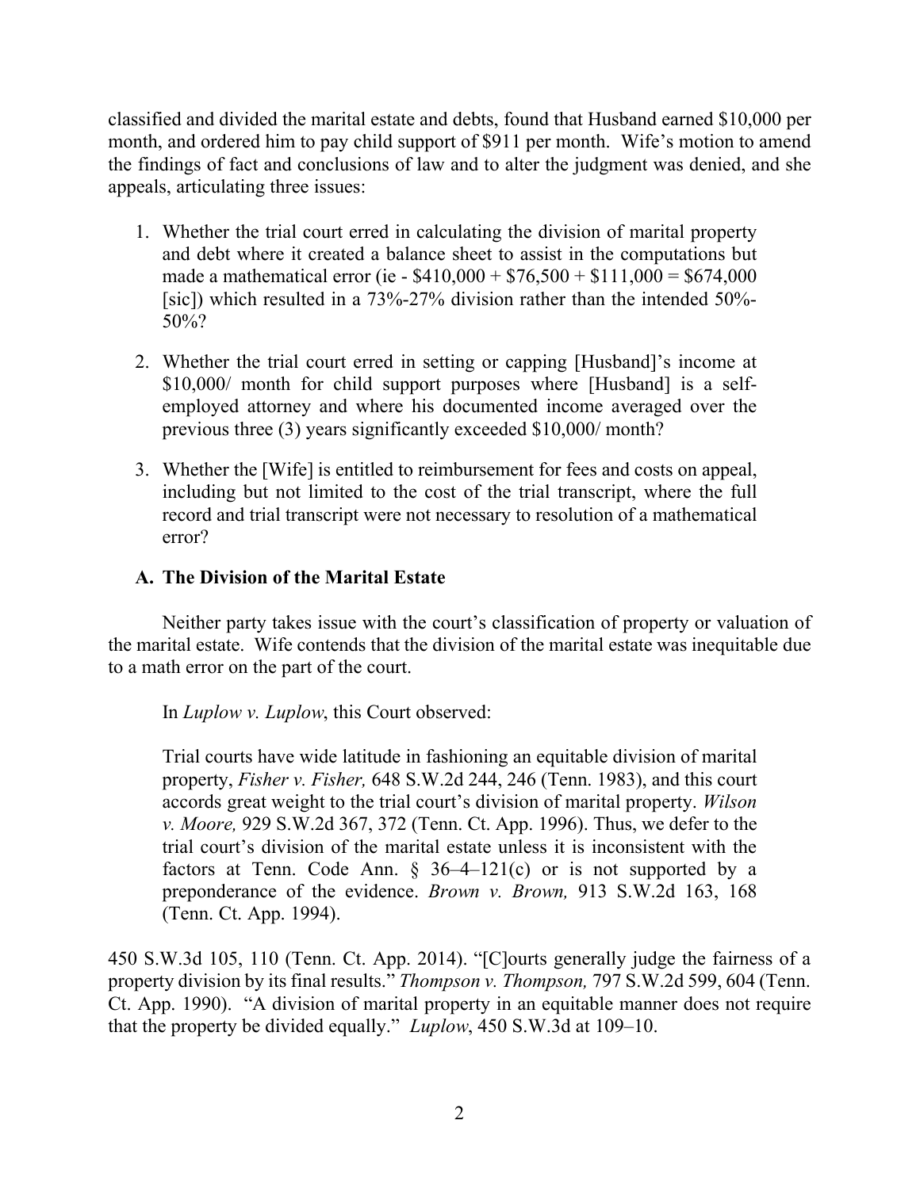classified and divided the marital estate and debts, found that Husband earned $10,000 per month, and ordered him to pay child support of $911 per month. Wife's motion to amend the findings of fact and conclusions of law and to alter the judgment was denied, and she appeals, articulating three issues:

1. Whether the trial court erred in calculating the division of marital property and debt where it created a balance sheet to assist in the computations but made a mathematical error (ie - $410,000 + $76,500 + $111,000 = $674,000 [sic]) which resulted in a 73%-27% division rather than the intended 50%-50%?
2. Whether the trial court erred in setting or capping [Husband]'s income at $10,000/ month for child support purposes where [Husband] is a self-employed attorney and where his documented income averaged over the previous three (3) years significantly exceeded $10,000/ month?
3. Whether the [Wife] is entitled to reimbursement for fees and costs on appeal, including but not limited to the cost of the trial transcript, where the full record and trial transcript were not necessary to resolution of a mathematical error?

### A. The Division of the Marital Estate

Neither party takes issue with the court's classification of property or valuation of the marital estate. Wife contends that the division of the marital estate was inequitable due to a math error on the part of the court.

In *Luplow v. Luplow*, this Court observed:

> Trial courts have wide latitude in fashioning an equitable division of marital property, *Fisher v. Fisher,* 648 S.W.2d 244, 246 (Tenn. 1983), and this court accords great weight to the trial court's division of marital property. *Wilson v. Moore,* 929 S.W.2d 367, 372 (Tenn. Ct. App. 1996). Thus, we defer to the trial court's division of the marital estate unless it is inconsistent with the factors at Tenn. Code Ann. § 36–4–121(c) or is not supported by a preponderance of the evidence. *Brown v. Brown,* 913 S.W.2d 163, 168 (Tenn. Ct. App. 1994).

450 S.W.3d 105, 110 (Tenn. Ct. App. 2014). "[C]ourts generally judge the fairness of a property division by its final results." *Thompson v. Thompson,* 797 S.W.2d 599, 604 (Tenn. Ct. App. 1990). "A division of marital property in an equitable manner does not require that the property be divided equally." *Luplow*, 450 S.W.3d at 109–10.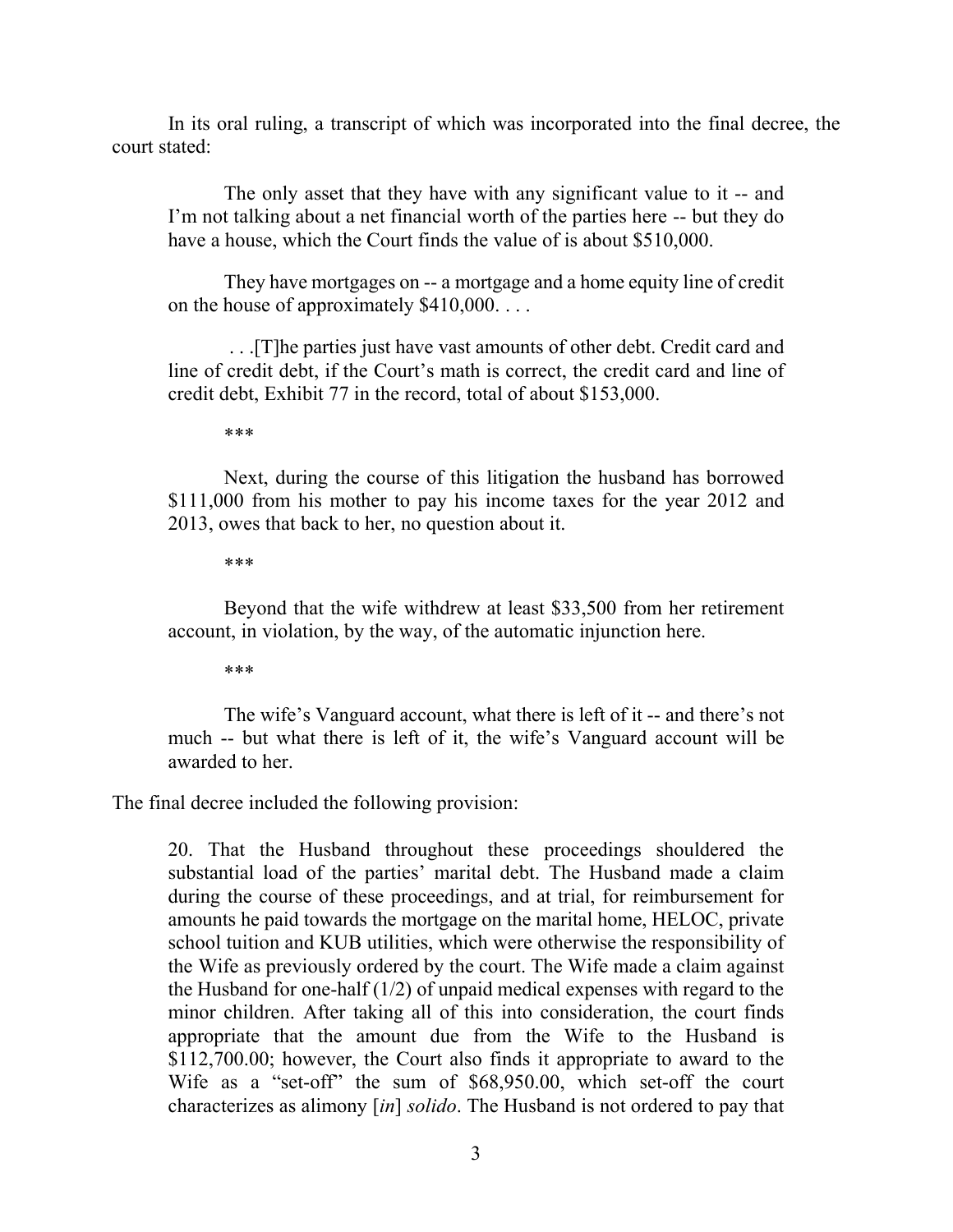In its oral ruling, a transcript of which was incorporated into the final decree, the court stated:

> The only asset that they have with any significant value to it -- and I'm not talking about a net financial worth of the parties here -- but they do have a house, which the Court finds the value of is about $510,000.
>
> They have mortgages on -- a mortgage and a home equity line of credit on the house of approximately $410,000. . . .
>
> . . .[T]he parties just have vast amounts of other debt. Credit card and line of credit debt, if the Court's math is correct, the credit card and line of credit debt, Exhibit 77 in the record, total of about $153,000.
>
> \*\*\*
>
> Next, during the course of this litigation the husband has borrowed $111,000 from his mother to pay his income taxes for the year 2012 and 2013, owes that back to her, no question about it.
>
> \*\*\*
>
> Beyond that the wife withdrew at least $33,500 from her retirement account, in violation, by the way, of the automatic injunction here.
>
> \*\*\*
>
> The wife's Vanguard account, what there is left of it -- and there's not much -- but what there is left of it, the wife's Vanguard account will be awarded to her.

The final decree included the following provision:

> 20. That the Husband throughout these proceedings shouldered the substantial load of the parties' marital debt. The Husband made a claim during the course of these proceedings, and at trial, for reimbursement for amounts he paid towards the mortgage on the marital home, HELOC, private school tuition and KUB utilities, which were otherwise the responsibility of the Wife as previously ordered by the court. The Wife made a claim against the Husband for one-half (1/2) of unpaid medical expenses with regard to the minor children. After taking all of this into consideration, the court finds appropriate that the amount due from the Wife to the Husband is $112,700.00; however, the Court also finds it appropriate to award to the Wife as a "set-off" the sum of $68,950.00, which set-off the court characterizes as alimony [*in*] *solido*. The Husband is not ordered to pay that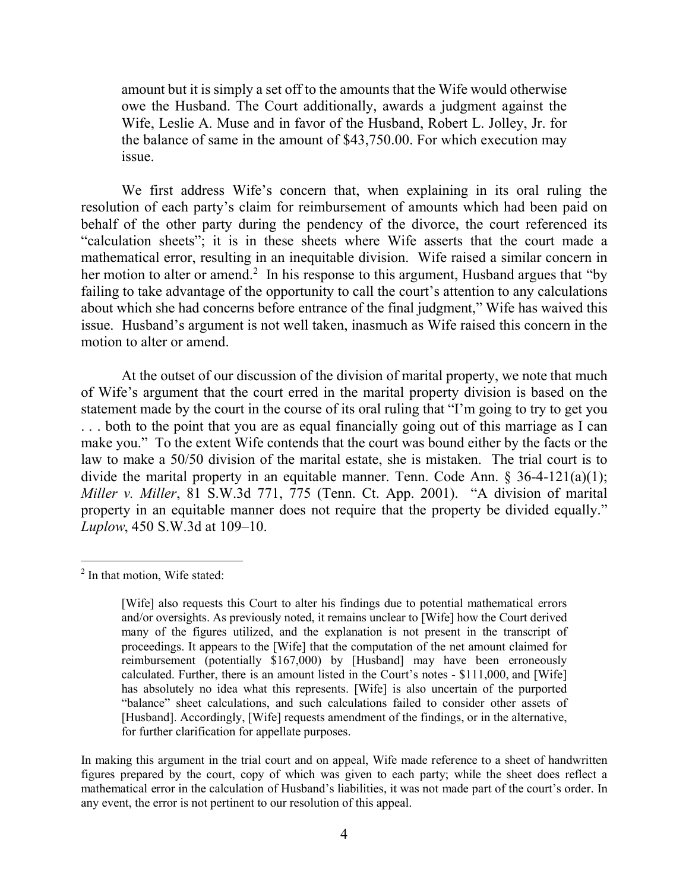> amount but it is simply a set off to the amounts that the Wife would otherwise owe the Husband. The Court additionally, awards a judgment against the Wife, Leslie A. Muse and in favor of the Husband, Robert L. Jolley, Jr. for the balance of same in the amount of $43,750.00. For which execution may issue.

We first address Wife's concern that, when explaining in its oral ruling the resolution of each party's claim for reimbursement of amounts which had been paid on behalf of the other party during the pendency of the divorce, the court referenced its "calculation sheets"; it is in these sheets where Wife asserts that the court made a mathematical error, resulting in an inequitable division. Wife raised a similar concern in her motion to alter or amend.[2] In his response to this argument, Husband argues that "by failing to take advantage of the opportunity to call the court's attention to any calculations about which she had concerns before entrance of the final judgment," Wife has waived this issue. Husband's argument is not well taken, inasmuch as Wife raised this concern in the motion to alter or amend.

At the outset of our discussion of the division of marital property, we note that much of Wife's argument that the court erred in the marital property division is based on the statement made by the court in the course of its oral ruling that "I'm going to try to get you . . . both to the point that you are as equal financially going out of this marriage as I can make you." To the extent Wife contends that the court was bound either by the facts or the law to make a 50/50 division of the marital estate, she is mistaken. The trial court is to divide the marital property in an equitable manner. Tenn. Code Ann. § 36-4-121(a)(1); *Miller v. Miller*, 81 S.W.3d 771, 775 (Tenn. Ct. App. 2001). "A division of marital property in an equitable manner does not require that the property be divided equally." *Luplow*, 450 S.W.3d at 109–10.

---

[2] In that motion, Wife stated:

> [Wife] also requests this Court to alter his findings due to potential mathematical errors and/or oversights. As previously noted, it remains unclear to [Wife] how the Court derived many of the figures utilized, and the explanation is not present in the transcript of proceedings. It appears to the [Wife] that the computation of the net amount claimed for reimbursement (potentially $167,000) by [Husband] may have been erroneously calculated. Further, there is an amount listed in the Court's notes - $111,000, and [Wife] has absolutely no idea what this represents. [Wife] is also uncertain of the purported "balance" sheet calculations, and such calculations failed to consider other assets of [Husband]. Accordingly, [Wife] requests amendment of the findings, or in the alternative, for further clarification for appellate purposes.

In making this argument in the trial court and on appeal, Wife made reference to a sheet of handwritten figures prepared by the court, copy of which was given to each party; while the sheet does reflect a mathematical error in the calculation of Husband's liabilities, it was not made part of the court's order. In any event, the error is not pertinent to our resolution of this appeal.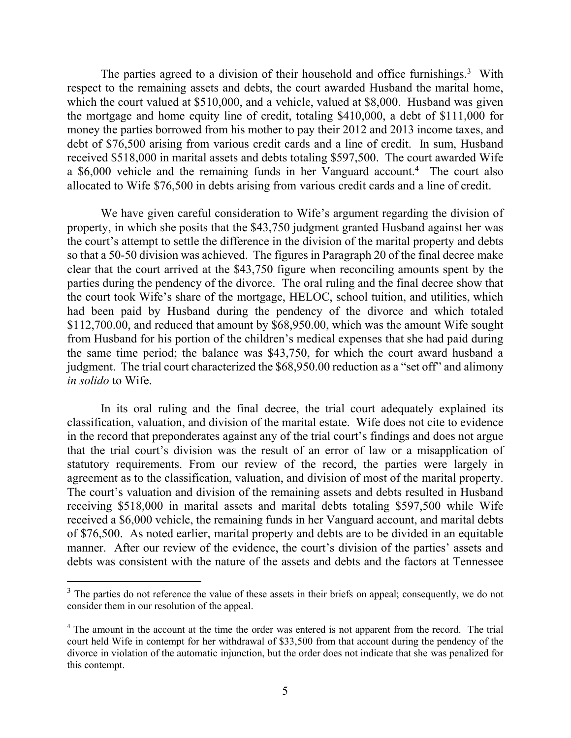The parties agreed to a division of their household and office furnishings.[3] With respect to the remaining assets and debts, the court awarded Husband the marital home, which the court valued at $510,000, and a vehicle, valued at $8,000. Husband was given the mortgage and home equity line of credit, totaling $410,000, a debt of $111,000 for money the parties borrowed from his mother to pay their 2012 and 2013 income taxes, and debt of $76,500 arising from various credit cards and a line of credit. In sum, Husband received $518,000 in marital assets and debts totaling $597,500. The court awarded Wife a $6,000 vehicle and the remaining funds in her Vanguard account.[4] The court also allocated to Wife $76,500 in debts arising from various credit cards and a line of credit.

We have given careful consideration to Wife's argument regarding the division of property, in which she posits that the $43,750 judgment granted Husband against her was the court's attempt to settle the difference in the division of the marital property and debts so that a 50-50 division was achieved. The figures in Paragraph 20 of the final decree make clear that the court arrived at the $43,750 figure when reconciling amounts spent by the parties during the pendency of the divorce. The oral ruling and the final decree show that the court took Wife's share of the mortgage, HELOC, school tuition, and utilities, which had been paid by Husband during the pendency of the divorce and which totaled $112,700.00, and reduced that amount by $68,950.00, which was the amount Wife sought from Husband for his portion of the children's medical expenses that she had paid during the same time period; the balance was $43,750, for which the court award husband a judgment. The trial court characterized the $68,950.00 reduction as a "set off" and alimony *in solido* to Wife.

In its oral ruling and the final decree, the trial court adequately explained its classification, valuation, and division of the marital estate. Wife does not cite to evidence in the record that preponderates against any of the trial court's findings and does not argue that the trial court's division was the result of an error of law or a misapplication of statutory requirements. From our review of the record, the parties were largely in agreement as to the classification, valuation, and division of most of the marital property. The court's valuation and division of the remaining assets and debts resulted in Husband receiving $518,000 in marital assets and marital debts totaling $597,500 while Wife received a $6,000 vehicle, the remaining funds in her Vanguard account, and marital debts of $76,500. As noted earlier, marital property and debts are to be divided in an equitable manner. After our review of the evidence, the court's division of the parties' assets and debts was consistent with the nature of the assets and debts and the factors at Tennessee

---

[3] The parties do not reference the value of these assets in their briefs on appeal; consequently, we do not consider them in our resolution of the appeal.

[4] The amount in the account at the time the order was entered is not apparent from the record. The trial court held Wife in contempt for her withdrawal of $33,500 from that account during the pendency of the divorce in violation of the automatic injunction, but the order does not indicate that she was penalized for this contempt.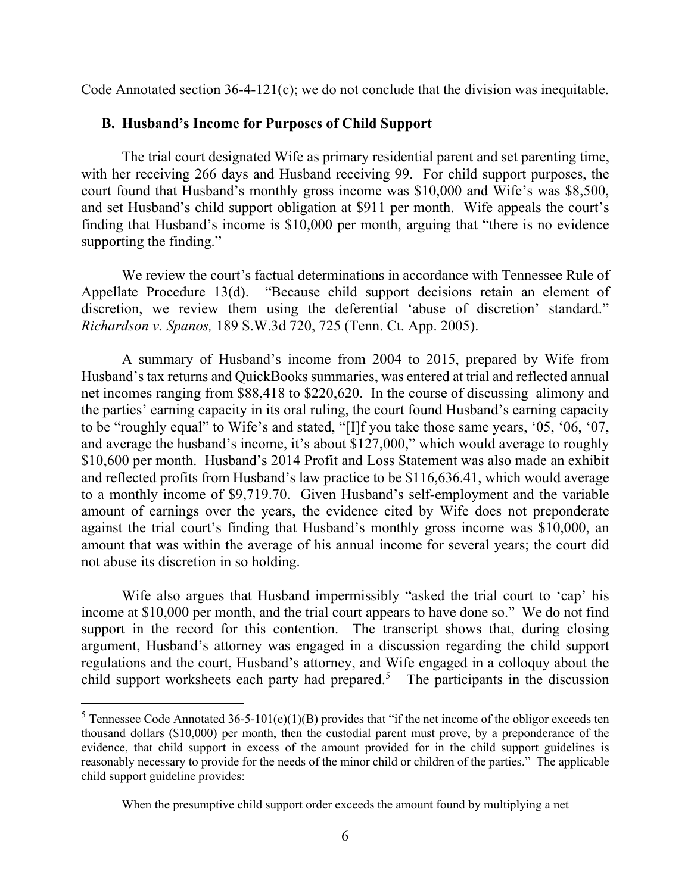Code Annotated section 36-4-121(c); we do not conclude that the division was inequitable.

### B. Husband's Income for Purposes of Child Support

The trial court designated Wife as primary residential parent and set parenting time, with her receiving 266 days and Husband receiving 99. For child support purposes, the court found that Husband's monthly gross income was $10,000 and Wife's was $8,500, and set Husband's child support obligation at $911 per month. Wife appeals the court's finding that Husband's income is $10,000 per month, arguing that "there is no evidence supporting the finding."

We review the court's factual determinations in accordance with Tennessee Rule of Appellate Procedure 13(d). "Because child support decisions retain an element of discretion, we review them using the deferential 'abuse of discretion' standard." *Richardson v. Spanos,* 189 S.W.3d 720, 725 (Tenn. Ct. App. 2005).

A summary of Husband's income from 2004 to 2015, prepared by Wife from Husband's tax returns and QuickBooks summaries, was entered at trial and reflected annual net incomes ranging from $88,418 to $220,620. In the course of discussing alimony and the parties' earning capacity in its oral ruling, the court found Husband's earning capacity to be "roughly equal" to Wife's and stated, "[I]f you take those same years, '05, '06, '07, and average the husband's income, it's about $127,000," which would average to roughly $10,600 per month. Husband's 2014 Profit and Loss Statement was also made an exhibit and reflected profits from Husband's law practice to be $116,636.41, which would average to a monthly income of $9,719.70. Given Husband's self-employment and the variable amount of earnings over the years, the evidence cited by Wife does not preponderate against the trial court's finding that Husband's monthly gross income was $10,000, an amount that was within the average of his annual income for several years; the court did not abuse its discretion in so holding.

Wife also argues that Husband impermissibly "asked the trial court to 'cap' his income at $10,000 per month, and the trial court appears to have done so." We do not find support in the record for this contention. The transcript shows that, during closing argument, Husband's attorney was engaged in a discussion regarding the child support regulations and the court, Husband's attorney, and Wife engaged in a colloquy about the child support worksheets each party had prepared.[5] The participants in the discussion

---

[5] Tennessee Code Annotated 36-5-101(e)(1)(B) provides that "if the net income of the obligor exceeds ten thousand dollars ($10,000) per month, then the custodial parent must prove, by a preponderance of the evidence, that child support in excess of the amount provided for in the child support guidelines is reasonably necessary to provide for the needs of the minor child or children of the parties." The applicable child support guideline provides:

> When the presumptive child support order exceeds the amount found by multiplying a net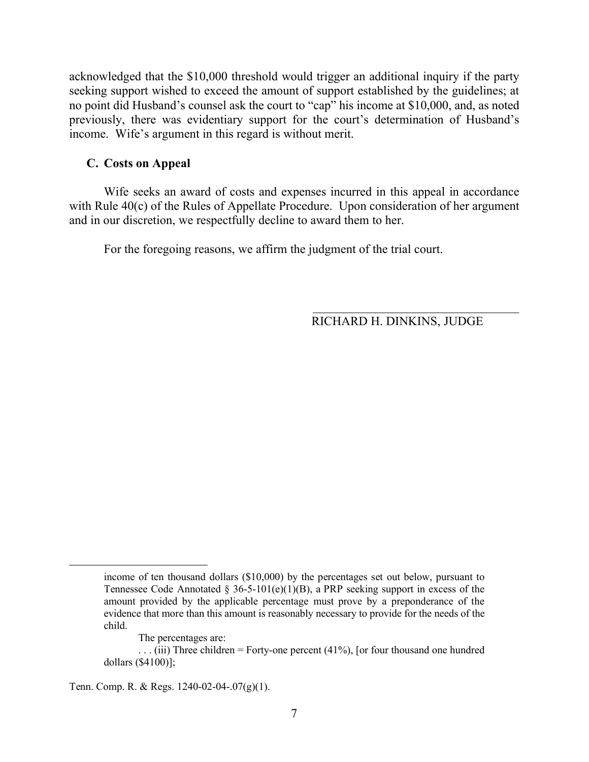acknowledged that the $10,000 threshold would trigger an additional inquiry if the party seeking support wished to exceed the amount of support established by the guidelines; at no point did Husband's counsel ask the court to "cap" his income at $10,000, and, as noted previously, there was evidentiary support for the court's determination of Husband's income. Wife's argument in this regard is without merit.

### C. Costs on Appeal

Wife seeks an award of costs and expenses incurred in this appeal in accordance with Rule 40(c) of the Rules of Appellate Procedure. Upon consideration of her argument and in our discretion, we respectfully decline to award them to her.

For the foregoing reasons, we affirm the judgment of the trial court.

RICHARD H. DINKINS, JUDGE

---

> income of ten thousand dollars ($10,000) by the percentages set out below, pursuant to Tennessee Code Annotated § 36-5-101(e)(1)(B), a PRP seeking support in excess of the amount provided by the applicable percentage must prove by a preponderance of the evidence that more than this amount is reasonably necessary to provide for the needs of the child.
>
> The percentages are:
>
> . . . (iii) Three children = Forty-one percent (41%), [or four thousand one hundred dollars ($4100)];

Tenn. Comp. R. & Regs. 1240-02-04-.07(g)(1).